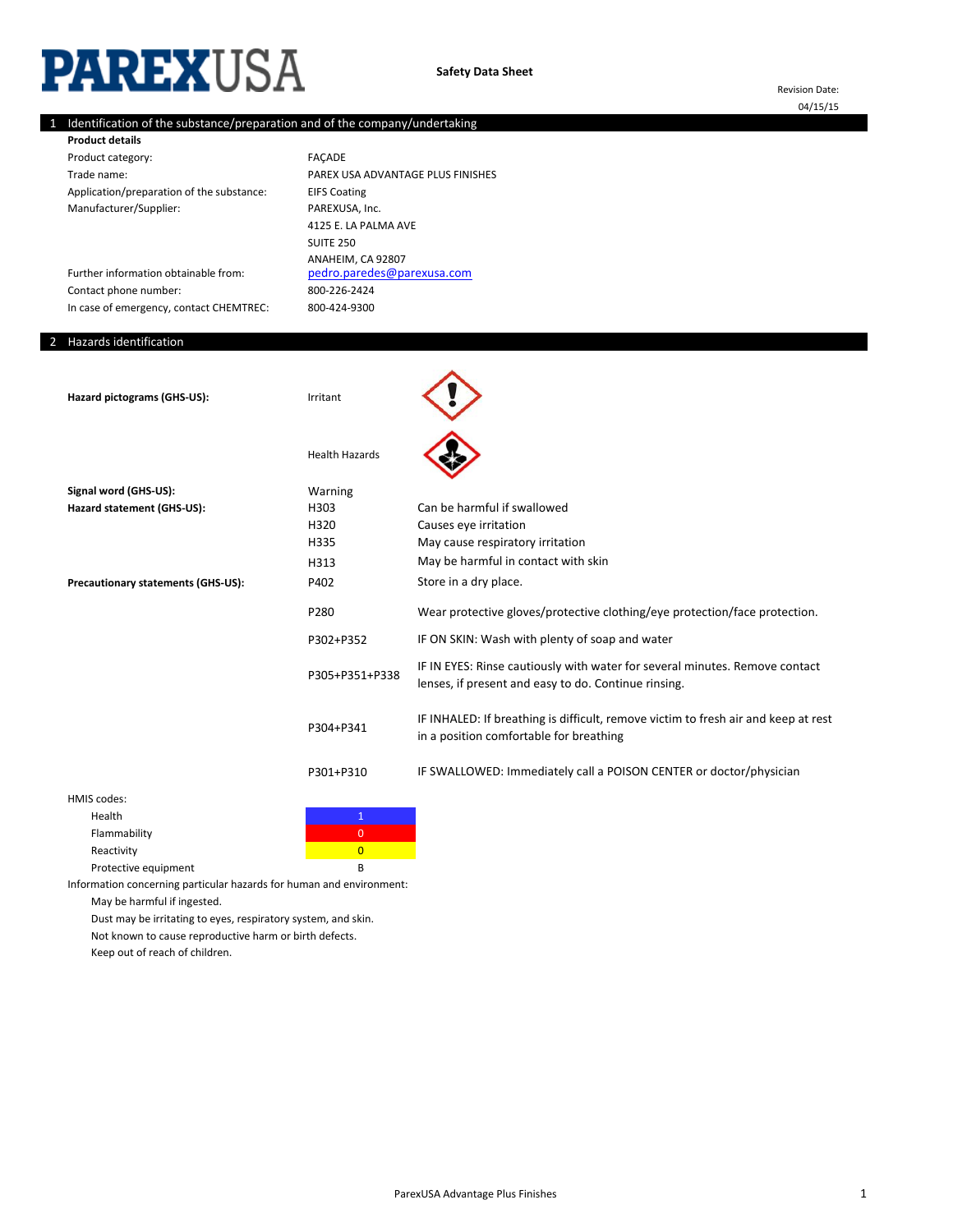# PAREXUSA

**Safety Data Sheet**

Revision Date: 04/15/15

## 1 Identification of the substance/preparation and of the company/undertaking

**Product details**

| | |
|---|---|
| Product category: | FAÇADE |
| Trade name: | PAREX USA ADVANTAGE PLUS FINISHES |
| Application/preparation of the substance: | EIFS Coating |
| Manufacturer/Supplier: | PAREXUSA, Inc.<br>4125 E. LA PALMA AVE<br>SUITE 250<br>ANAHEIM, CA 92807 |
| Further information obtainable from: | pedro.paredes@parexusa.com |
| Contact phone number: | 800-226-2424 |
| In case of emergency, contact CHEMTREC: | 800-424-9300 |

## 2 Hazards identification

**Hazard pictograms (GHS-US):** Irritant

Health Hazards

**Signal word (GHS-US):** Warning

**Hazard statement (GHS-US):**

| | |
|---|---|
| H303 | Can be harmful if swallowed |
| H320 | Causes eye irritation |
| H335 | May cause respiratory irritation |
| H313 | May be harmful in contact with skin |

**Precautionary statements (GHS-US):**

| | |
|---|---|
| P402 | Store in a dry place. |
| P280 | Wear protective gloves/protective clothing/eye protection/face protection. |
| P302+P352 | IF ON SKIN: Wash with plenty of soap and water |
| P305+P351+P338 | IF IN EYES: Rinse cautiously with water for several minutes. Remove contact lenses, if present and easy to do. Continue rinsing. |
| P304+P341 | IF INHALED: If breathing is difficult, remove victim to fresh air and keep at rest in a position comfortable for breathing |
| P301+P310 | IF SWALLOWED: Immediately call a POISON CENTER or doctor/physician |

HMIS codes:

| | |
|---|---|
| Health | 1 |
| Flammability | 0 |
| Reactivity | 0 |
| Protective equipment | B |

Information concerning particular hazards for human and environment:

May be harmful if ingested.

Dust may be irritating to eyes, respiratory system, and skin.

Not known to cause reproductive harm or birth defects.

Keep out of reach of children.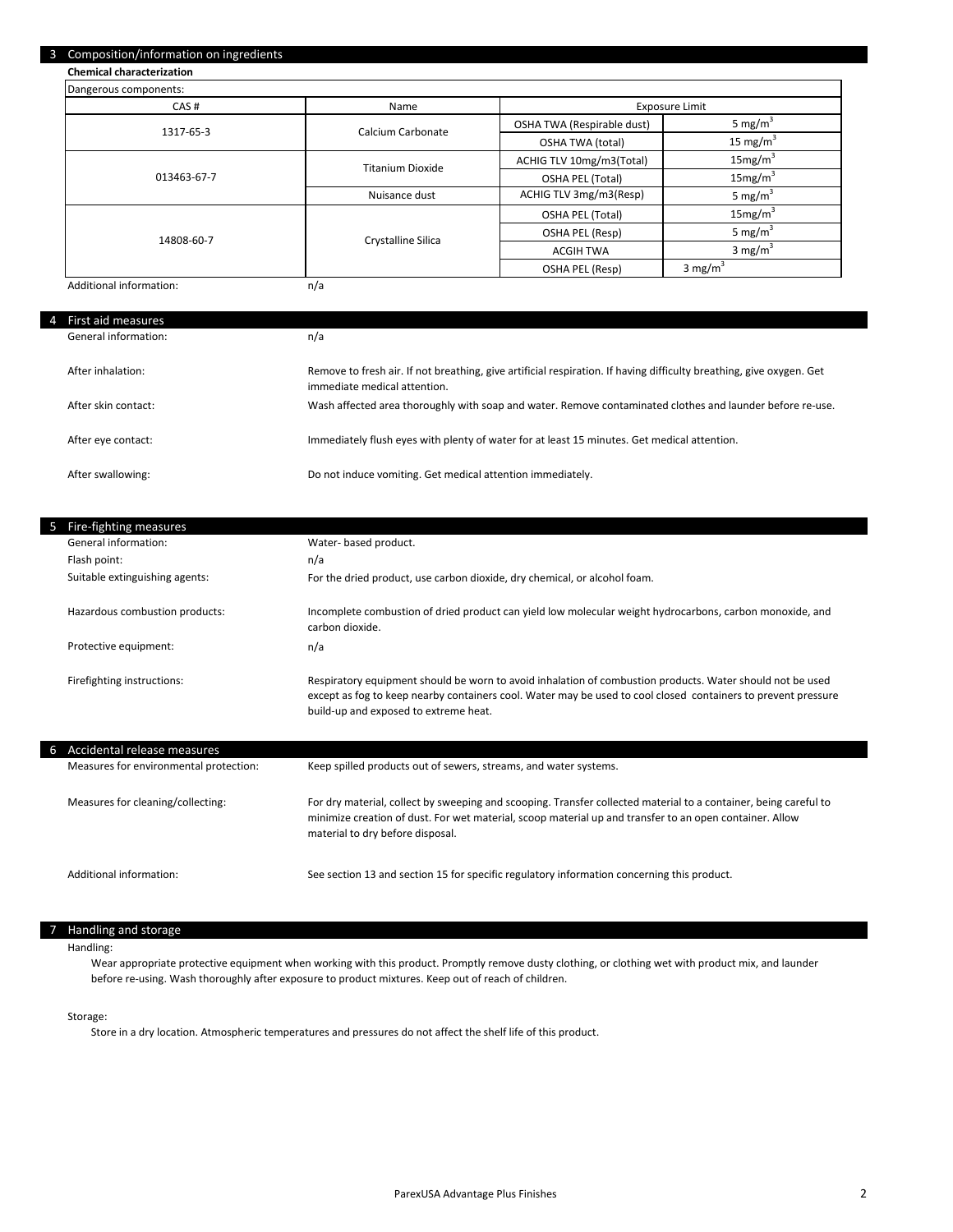## 3 Composition/information on ingredients

**Chemical characterization**

Dangerous components:

| CAS # | Name | Exposure Limit | |
|---|---|---|---|
| 1317-65-3 | Calcium Carbonate | OSHA TWA (Respirable dust) | 5 mg/m$^3$ |
| | | OSHA TWA (total) | 15 mg/m$^3$ |
| 013463-67-7 | Titanium Dioxide | ACHIG TLV 10mg/m3(Total) | 15mg/m$^3$ |
| | | OSHA PEL (Total) | 15mg/m$^3$ |
| | Nuisance dust | ACHIG TLV 3mg/m3(Resp) | 5 mg/m$^3$ |
| 14808-60-7 | Crystalline Silica | OSHA PEL (Total) | 15mg/m$^3$ |
| | | OSHA PEL (Resp) | 5 mg/m$^3$ |
| | | ACGIH TWA | 3 mg/m$^3$ |
| | | OSHA PEL (Resp) | 3 mg/m$^3$ |

Additional information: n/a

## 4 First aid measures

General information: n/a

After inhalation: Remove to fresh air. If not breathing, give artificial respiration. If having difficulty breathing, give oxygen. Get immediate medical attention.

After skin contact: Wash affected area thoroughly with soap and water. Remove contaminated clothes and launder before re-use.

After eye contact: Immediately flush eyes with plenty of water for at least 15 minutes. Get medical attention.

After swallowing: Do not induce vomiting. Get medical attention immediately.

## 5 Fire-fighting measures

General information: Water- based product.

Flash point: n/a

Suitable extinguishing agents: For the dried product, use carbon dioxide, dry chemical, or alcohol foam.

Hazardous combustion products: Incomplete combustion of dried product can yield low molecular weight hydrocarbons, carbon monoxide, and carbon dioxide.

Protective equipment: n/a

Firefighting instructions: Respiratory equipment should be worn to avoid inhalation of combustion products. Water should not be used except as fog to keep nearby containers cool. Water may be used to cool closed containers to prevent pressure build-up and exposed to extreme heat.

## 6 Accidental release measures

Measures for environmental protection: Keep spilled products out of sewers, streams, and water systems.

Measures for cleaning/collecting: For dry material, collect by sweeping and scooping. Transfer collected material to a container, being careful to minimize creation of dust. For wet material, scoop material up and transfer to an open container. Allow material to dry before disposal.

Additional information: See section 13 and section 15 for specific regulatory information concerning this product.

## 7 Handling and storage

Handling:

Wear appropriate protective equipment when working with this product. Promptly remove dusty clothing, or clothing wet with product mix, and launder before re-using. Wash thoroughly after exposure to product mixtures. Keep out of reach of children.

Storage:

Store in a dry location. Atmospheric temperatures and pressures do not affect the shelf life of this product.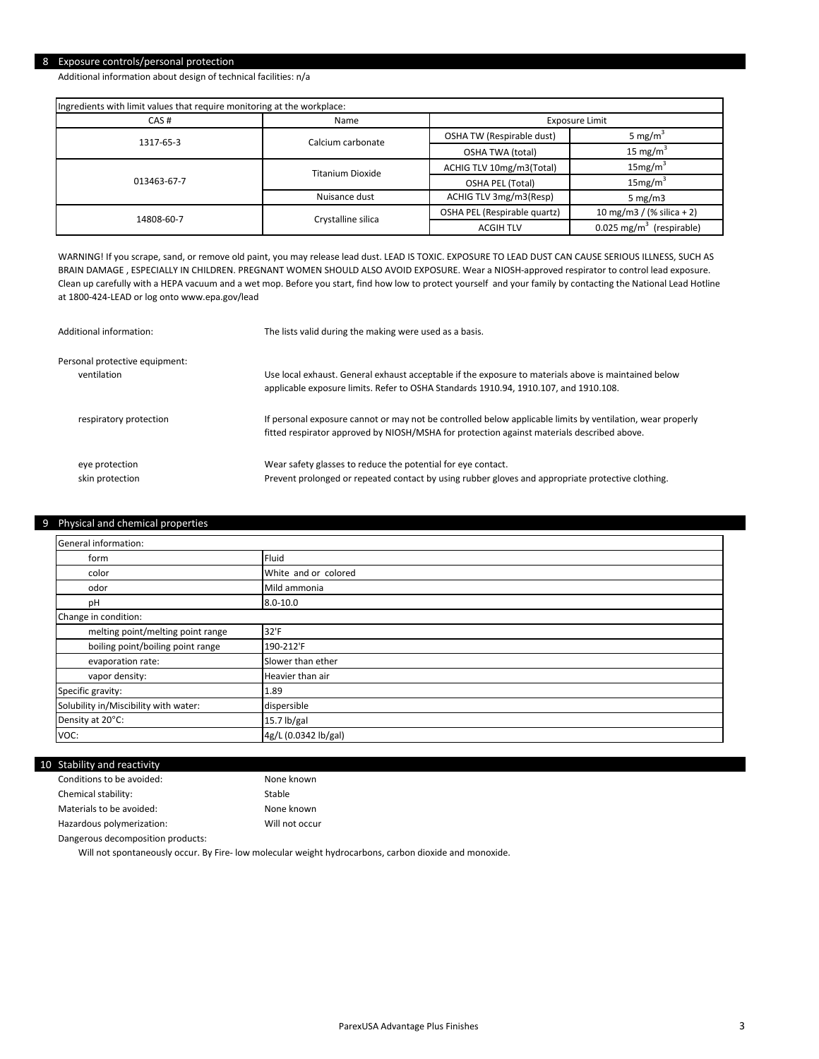## 8 Exposure controls/personal protection

Additional information about design of technical facilities: n/a

| Ingredients with limit values that require monitoring at the workplace: | | | |
|---|---|---|---|
| CAS # | Name | Exposure Limit | |
| 1317-65-3 | Calcium carbonate | OSHA TW (Respirable dust) | 5 mg/m$^3$ |
| | | OSHA TWA (total) | 15 mg/m$^3$ |
| 013463-67-7 | Titanium Dioxide | ACHIG TLV 10mg/m3(Total) | 15mg/m$^3$ |
| | | OSHA PEL (Total) | 15mg/m$^3$ |
| | Nuisance dust | ACHIG TLV 3mg/m3(Resp) | 5 mg/m3 |
| 14808-60-7 | Crystalline silica | OSHA PEL (Respirable quartz) | 10 mg/m3 / (% silica + 2) |
| | | ACGIH TLV | 0.025 mg/m$^3$ (respirable) |

WARNING! If you scrape, sand, or remove old paint, you may release lead dust. LEAD IS TOXIC. EXPOSURE TO LEAD DUST CAN CAUSE SERIOUS ILLNESS, SUCH AS BRAIN DAMAGE , ESPECIALLY IN CHILDREN. PREGNANT WOMEN SHOULD ALSO AVOID EXPOSURE. Wear a NIOSH-approved respirator to control lead exposure. Clean up carefully with a HEPA vacuum and a wet mop. Before you start, find how low to protect yourself and your family by contacting the National Lead Hotline at 1800-424-LEAD or log onto www.epa.gov/lead

Additional information: The lists valid during the making were used as a basis.

Personal protective equipment:

- ventilation: Use local exhaust. General exhaust acceptable if the exposure to materials above is maintained below applicable exposure limits. Refer to OSHA Standards 1910.94, 1910.107, and 1910.108.
- respiratory protection: If personal exposure cannot or may not be controlled below applicable limits by ventilation, wear properly fitted respirator approved by NIOSH/MSHA for protection against materials described above.
- eye protection: Wear safety glasses to reduce the potential for eye contact.
- skin protection: Prevent prolonged or repeated contact by using rubber gloves and appropriate protective clothing.

## 9 Physical and chemical properties

| General information: | |
|---|---|
| form | Fluid |
| color | White and or colored |
| odor | Mild ammonia |
| pH | 8.0-10.0 |
| Change in condition: | |
| melting point/melting point range | 32'F |
| boiling point/boiling point range | 190-212'F |
| evaporation rate: | Slower than ether |
| vapor density: | Heavier than air |
| Specific gravity: | 1.89 |
| Solubility in/Miscibility with water: | dispersible |
| Density at 20°C: | 15.7 lb/gal |
| VOC: | 4g/L (0.0342 lb/gal) |

## 10 Stability and reactivity

Conditions to be avoided: None known

Chemical stability: Stable

Materials to be avoided: None known

Hazardous polymerization: Will not occur

Dangerous decomposition products:

Will not spontaneously occur. By Fire- low molecular weight hydrocarbons, carbon dioxide and monoxide.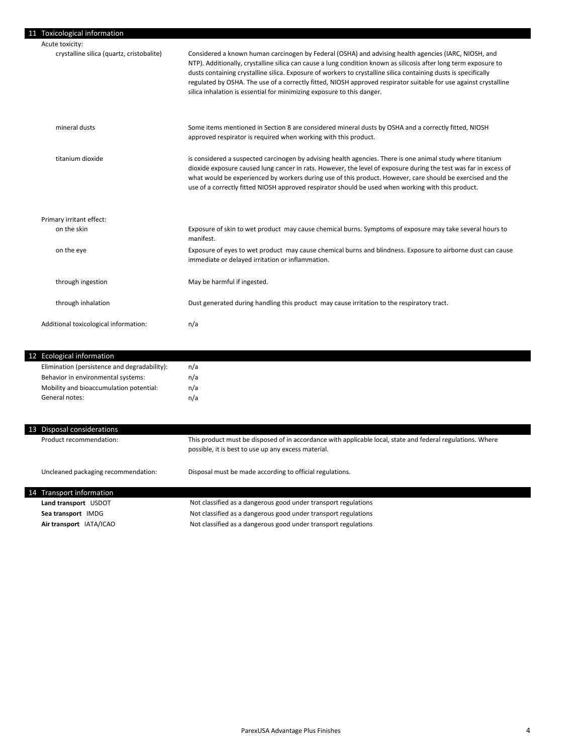## 11 Toxicological information

**Acute toxicity:**

| | |
|---|---|
| crystalline silica (quartz, cristobalite) | Considered a known human carcinogen by Federal (OSHA) and advising health agencies (IARC, NIOSH, and NTP). Additionally, crystalline silica can cause a lung condition known as silicosis after long term exposure to dusts containing crystalline silica. Exposure of workers to crystalline silica containing dusts is specifically regulated by OSHA. The use of a correctly fitted, NIOSH approved respirator suitable for use against crystalline silica inhalation is essential for minimizing exposure to this danger. |
| mineral dusts | Some items mentioned in Section 8 are considered mineral dusts by OSHA and a correctly fitted, NIOSH approved respirator is required when working with this product. |
| titanium dioxide | is considered a suspected carcinogen by advising health agencies. There is one animal study where titanium dioxide exposure caused lung cancer in rats. However, the level of exposure during the test was far in excess of what would be experienced by workers during use of this product. However, care should be exercised and the use of a correctly fitted NIOSH approved respirator should be used when working with this product. |

**Primary irritant effect:**

| | |
|---|---|
| on the skin | Exposure of skin to wet product may cause chemical burns. Symptoms of exposure may take several hours to manifest. |
| on the eye | Exposure of eyes to wet product may cause chemical burns and blindness. Exposure to airborne dust can cause immediate or delayed irritation or inflammation. |
| through ingestion | May be harmful if ingested. |
| through inhalation | Dust generated during handling this product may cause irritation to the respiratory tract. |

Additional toxicological information: n/a

## 12 Ecological information

| | |
|---|---|
| Elimination (persistence and degradability): | n/a |
| Behavior in environmental systems: | n/a |
| Mobility and bioaccumulation potential: | n/a |
| General notes: | n/a |

## 13 Disposal considerations

| | |
|---|---|
| Product recommendation: | This product must be disposed of in accordance with applicable local, state and federal regulations. Where possible, it is best to use up any excess material. |
| Uncleaned packaging recommendation: | Disposal must be made according to official regulations. |

## 14 Transport information

| | |
|---|---|
| **Land transport** USDOT | Not classified as a dangerous good under transport regulations |
| **Sea transport** IMDG | Not classified as a dangerous good under transport regulations |
| **Air transport** IATA/ICAO | Not classified as a dangerous good under transport regulations |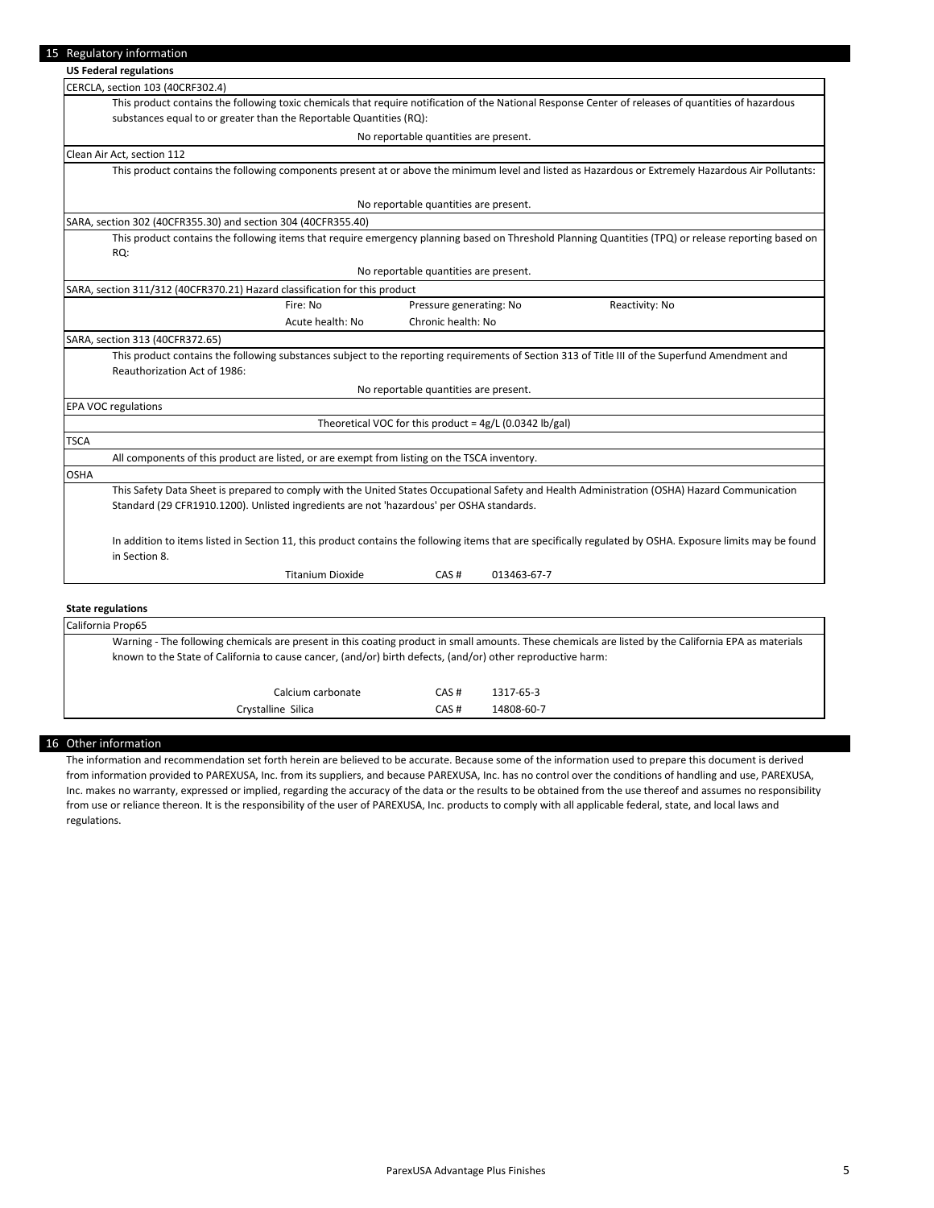## 15 Regulatory information

**US Federal regulations**

CERCLA, section 103 (40CRF302.4)

This product contains the following toxic chemicals that require notification of the National Response Center of releases of quantities of hazardous substances equal to or greater than the Reportable Quantities (RQ):

No reportable quantities are present.

Clean Air Act, section 112

This product contains the following components present at or above the minimum level and listed as Hazardous or Extremely Hazardous Air Pollutants:

No reportable quantities are present.

SARA, section 302 (40CFR355.30) and section 304 (40CFR355.40)

This product contains the following items that require emergency planning based on Threshold Planning Quantities (TPQ) or release reporting based on RQ:

No reportable quantities are present.

SARA, section 311/312 (40CFR370.21) Hazard classification for this product

| | | |
|---|---|---|
| Fire: No | Pressure generating: No | Reactivity: No |
| Acute health: No | Chronic health: No | |

SARA, section 313 (40CFR372.65)

This product contains the following substances subject to the reporting requirements of Section 313 of Title III of the Superfund Amendment and Reauthorization Act of 1986:

No reportable quantities are present.

EPA VOC regulations

Theoretical VOC for this product = 4g/L (0.0342 lb/gal)

TSCA

All components of this product are listed, or are exempt from listing on the TSCA inventory.

OSHA

This Safety Data Sheet is prepared to comply with the United States Occupational Safety and Health Administration (OSHA) Hazard Communication Standard (29 CFR1910.1200). Unlisted ingredients are not 'hazardous' per OSHA standards.

In addition to items listed in Section 11, this product contains the following items that are specifically regulated by OSHA. Exposure limits may be found in Section 8.

| | | |
|---|---|---|
| Titanium Dioxide | CAS # | 013463-67-7 |

**State regulations**

California Prop65

Warning - The following chemicals are present in this coating product in small amounts. These chemicals are listed by the California EPA as materials known to the State of California to cause cancer, (and/or) birth defects, (and/or) other reproductive harm:

| | | |
|---|---|---|
| Calcium carbonate | CAS # | 1317-65-3 |
| Crystalline Silica | CAS # | 14808-60-7 |

## 16 Other information

The information and recommendation set forth herein are believed to be accurate. Because some of the information used to prepare this document is derived from information provided to PAREXUSA, Inc. from its suppliers, and because PAREXUSA, Inc. has no control over the conditions of handling and use, PAREXUSA, Inc. makes no warranty, expressed or implied, regarding the accuracy of the data or the results to be obtained from the use thereof and assumes no responsibility from use or reliance thereon. It is the responsibility of the user of PAREXUSA, Inc. products to comply with all applicable federal, state, and local laws and regulations.